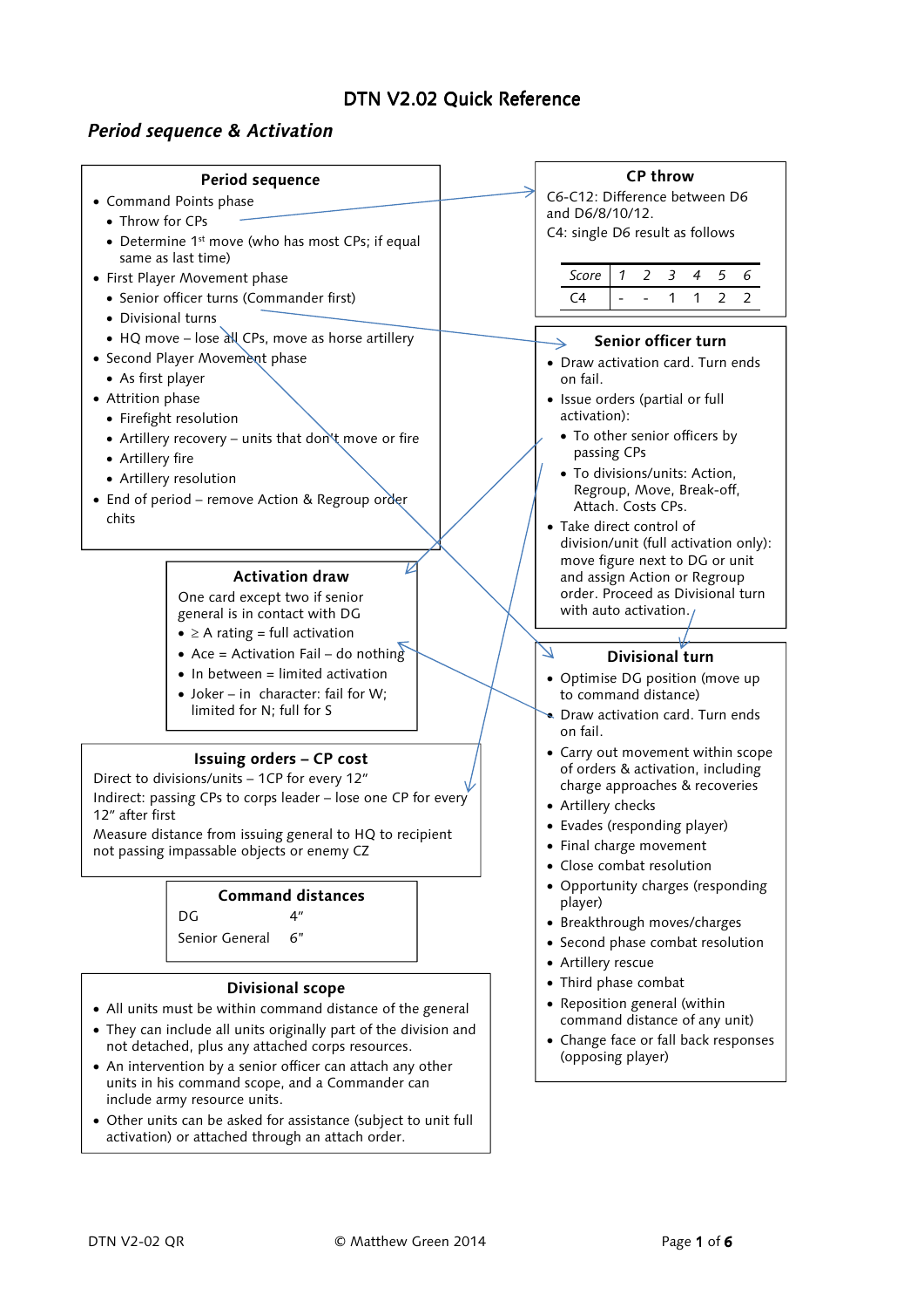# DTN V2.02 Quick Reference

## *Period sequence & Activation*

### Period sequence

- Command Points phase
  - Throw for CPs
  - Determine 1st move (who has most CPs; if equal same as last time)
- First Player Movement phase
  - Senior officer turns (Commander first)
  - Divisional turns
  - HQ move – lose all CPs, move as horse artillery
- Second Player Movement phase
  - As first player
- Attrition phase
  - Firefight resolution
  - Artillery recovery – units that don't move or fire
  - Artillery fire
  - Artillery resolution
- End of period – remove Action & Regroup order chits

### CP throw

C6-C12: Difference between D6 and D6/8/10/12.

C4: single D6 result as follows

| *Score* | 1 | 2 | 3 | 4 | 5 | 6 |
|---|---|---|---|---|---|---|
| C4 | - | - | 1 | 1 | 2 | 2 |

### Senior officer turn

- Draw activation card. Turn ends on fail.
- Issue orders (partial or full activation):
  - To other senior officers by passing CPs
  - To divisions/units: Action, Regroup, Move, Break-off, Attach. Costs CPs.
- Take direct control of division/unit (full activation only): move figure next to DG or unit and assign Action or Regroup order. Proceed as Divisional turn with auto activation.

### Activation draw

One card except two if senior general is in contact with DG

- ≥ A rating = full activation
- Ace = Activation Fail – do nothing
- In between = limited activation
- Joker – in character: fail for W; limited for N; full for S

### Issuing orders – CP cost

Direct to divisions/units – 1CP for every 12"

Indirect: passing CPs to corps leader – lose one CP for every 12" after first

Measure distance from issuing general to HQ to recipient not passing impassable objects or enemy CZ

### Command distances

| | |
|---|---|
| DG | 4" |
| Senior General | 6" |

### Divisional scope

- All units must be within command distance of the general
- They can include all units originally part of the division and not detached, plus any attached corps resources.
- An intervention by a senior officer can attach any other units in his command scope, and a Commander can include army resource units.
- Other units can be asked for assistance (subject to unit full activation) or attached through an attach order.

### Divisional turn

- Optimise DG position (move up to command distance)
- Draw activation card. Turn ends on fail.
- Carry out movement within scope of orders & activation, including charge approaches & recoveries
- Artillery checks
- Evades (responding player)
- Final charge movement
- Close combat resolution
- Opportunity charges (responding player)
- Breakthrough moves/charges
- Second phase combat resolution
- Artillery rescue
- Third phase combat
- Reposition general (within command distance of any unit)
- Change face or fall back responses (opposing player)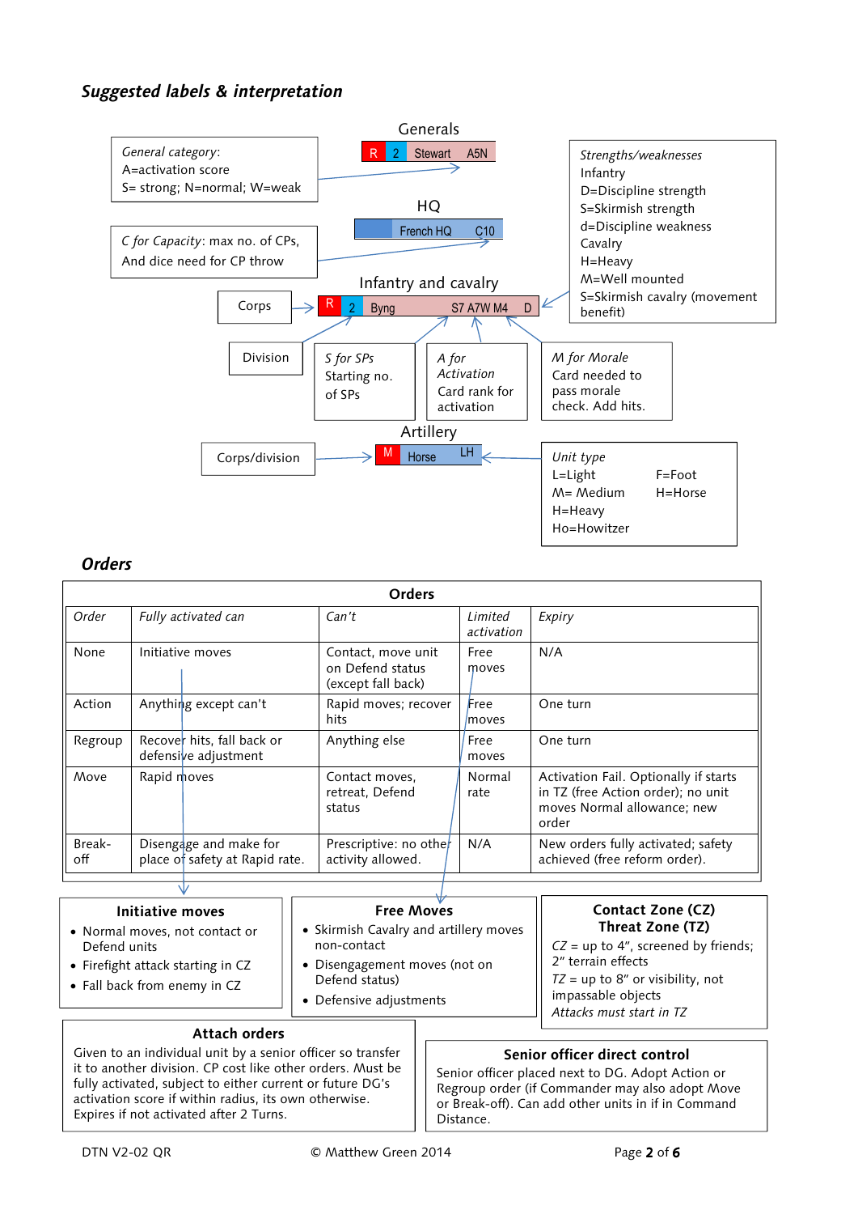## Suggested labels & interpretation

### Generals

R | 2 | Stewart | A5N

*General category*:
A=activation score
S= strong; N=normal; W=weak

### HQ

French HQ | C10

*C for Capacity*: max no. of CPs, And dice need for CP throw

### Infantry and cavalry

R | 2 | Byng | S7 A7W M4 | D

- Corps
- Division
- *S for SPs* — Starting no. of SPs
- *A for Activation* — Card rank for activation
- *M for Morale* — Card needed to pass morale check. Add hits.

*Strengths/weaknesses*
Infantry
D=Discipline strength
S=Skirmish strength
d=Discipline weakness
Cavalry
H=Heavy
M=Well mounted
S=Skirmish cavalry (movement benefit)

### Artillery

M | Horse | LH

- Corps/division

*Unit type*
L=Light
M= Medium
H=Heavy
Ho=Howitzer

F=Foot
H=Horse

## Orders

| Order | *Fully activated can* | *Can't* | *Limited activation* | *Expiry* |
|---|---|---|---|---|
| None | Initiative moves | Contact, move unit on Defend status (except fall back) | Free moves | N/A |
| Action | Anything except can't | Rapid moves; recover hits | Free moves | One turn |
| Regroup | Recover hits, fall back or defensive adjustment | Anything else | Free moves | One turn |
| Move | Rapid moves | Contact moves, retreat, Defend status | Normal rate | Activation Fail. Optionally if starts in TZ (free Action order); no unit moves Normal allowance; new order |
| Break-off | Disengage and make for place of safety at Rapid rate. | Prescriptive: no other activity allowed. | N/A | New orders fully activated; safety achieved (free reform order). |

### Initiative moves

- Normal moves, not contact or Defend units
- Firefight attack starting in CZ
- Fall back from enemy in CZ

### Free Moves

- Skirmish Cavalry and artillery moves non-contact
- Disengagement moves (not on Defend status)
- Defensive adjustments

### Contact Zone (CZ) Threat Zone (TZ)

*CZ* = up to 4", screened by friends; 2" terrain effects

*TZ* = up to 8" or visibility, not impassable objects

*Attacks must start in TZ*

### Attach orders

Given to an individual unit by a senior officer so transfer it to another division. CP cost like other orders. Must be fully activated, subject to either current or future DG's activation score if within radius, its own otherwise. Expires if not activated after 2 Turns.

### Senior officer direct control

Senior officer placed next to DG. Adopt Action or Regroup order (if Commander may also adopt Move or Break-off). Can add other units in if in Command Distance.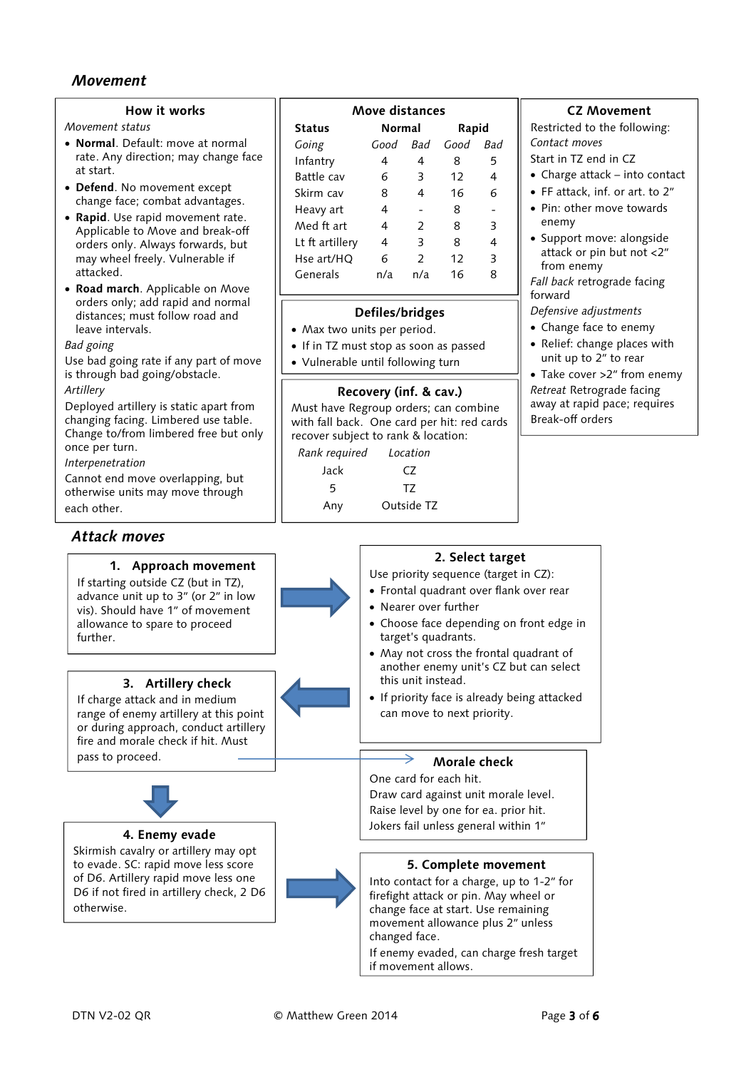## *Movement*

### How it works

*Movement status*

- **Normal**. Default: move at normal rate. Any direction; may change face at start.
- **Defend**. No movement except change face; combat advantages.
- **Rapid**. Use rapid movement rate. Applicable to Move and break-off orders only. Always forwards, but may wheel freely. Vulnerable if attacked.
- **Road march**. Applicable on Move orders only; add rapid and normal distances; must follow road and leave intervals.

*Bad going*

Use bad going rate if any part of move is through bad going/obstacle.

*Artillery*

Deployed artillery is static apart from changing facing. Limbered use table. Change to/from limbered free but only once per turn.

*Interpenetration*

Cannot end move overlapping, but otherwise units may move through each other.

### Move distances

| Status | Normal | | Rapid | |
|---|---|---|---|---|
| *Going* | *Good* | *Bad* | *Good* | *Bad* |
| Infantry | 4 | 4 | 8 | 5 |
| Battle cav | 6 | 3 | 12 | 4 |
| Skirm cav | 8 | 4 | 16 | 6 |
| Heavy art | 4 | - | 8 | - |
| Med ft art | 4 | 2 | 8 | 3 |
| Lt ft artillery | 4 | 3 | 8 | 4 |
| Hse art/HQ | 6 | 2 | 12 | 3 |
| Generals | n/a | n/a | 16 | 8 |

### Defiles/bridges

- Max two units per period.
- If in TZ must stop as soon as passed
- Vulnerable until following turn

### Recovery (inf. & cav.)

Must have Regroup orders; can combine with fall back. One card per hit: red cards recover subject to rank & location:

| *Rank required* | *Location* |
|---|---|
| Jack | CZ |
| 5 | TZ |
| Any | Outside TZ |

### CZ Movement

Restricted to the following:

*Contact moves*

Start in TZ end in CZ

- Charge attack – into contact
- FF attack, inf. or art. to 2″
- Pin: other move towards enemy
- Support move: alongside attack or pin but not <2″ from enemy

*Fall back* retrograde facing forward

*Defensive adjustments*

- Change face to enemy
- Relief: change places with unit up to 2″ to rear
- Take cover >2″ from enemy

*Retreat* Retrograde facing away at rapid pace; requires Break-off orders

## *Attack moves*

### 1. Approach movement

If starting outside CZ (but in TZ), advance unit up to 3″ (or 2″ in low vis). Should have 1″ of movement allowance to spare to proceed further.

### 2. Select target

Use priority sequence (target in CZ):

- Frontal quadrant over flank over rear
- Nearer over further
- Choose face depending on front edge in target's quadrants.
- May not cross the frontal quadrant of another enemy unit's CZ but can select this unit instead.
- If priority face is already being attacked can move to next priority.

### 3. Artillery check

If charge attack and in medium range of enemy artillery at this point or during approach, conduct artillery fire and morale check if hit. Must pass to proceed.

### Morale check

One card for each hit.
Draw card against unit morale level.
Raise level by one for ea. prior hit.
Jokers fail unless general within 1″

### 4. Enemy evade

Skirmish cavalry or artillery may opt to evade. SC: rapid move less score of D6. Artillery rapid move less one D6 if not fired in artillery check, 2 D6 otherwise.

### 5. Complete movement

Into contact for a charge, up to 1-2″ for firefight attack or pin. May wheel or change face at start. Use remaining movement allowance plus 2″ unless changed face.

If enemy evaded, can charge fresh target if movement allows.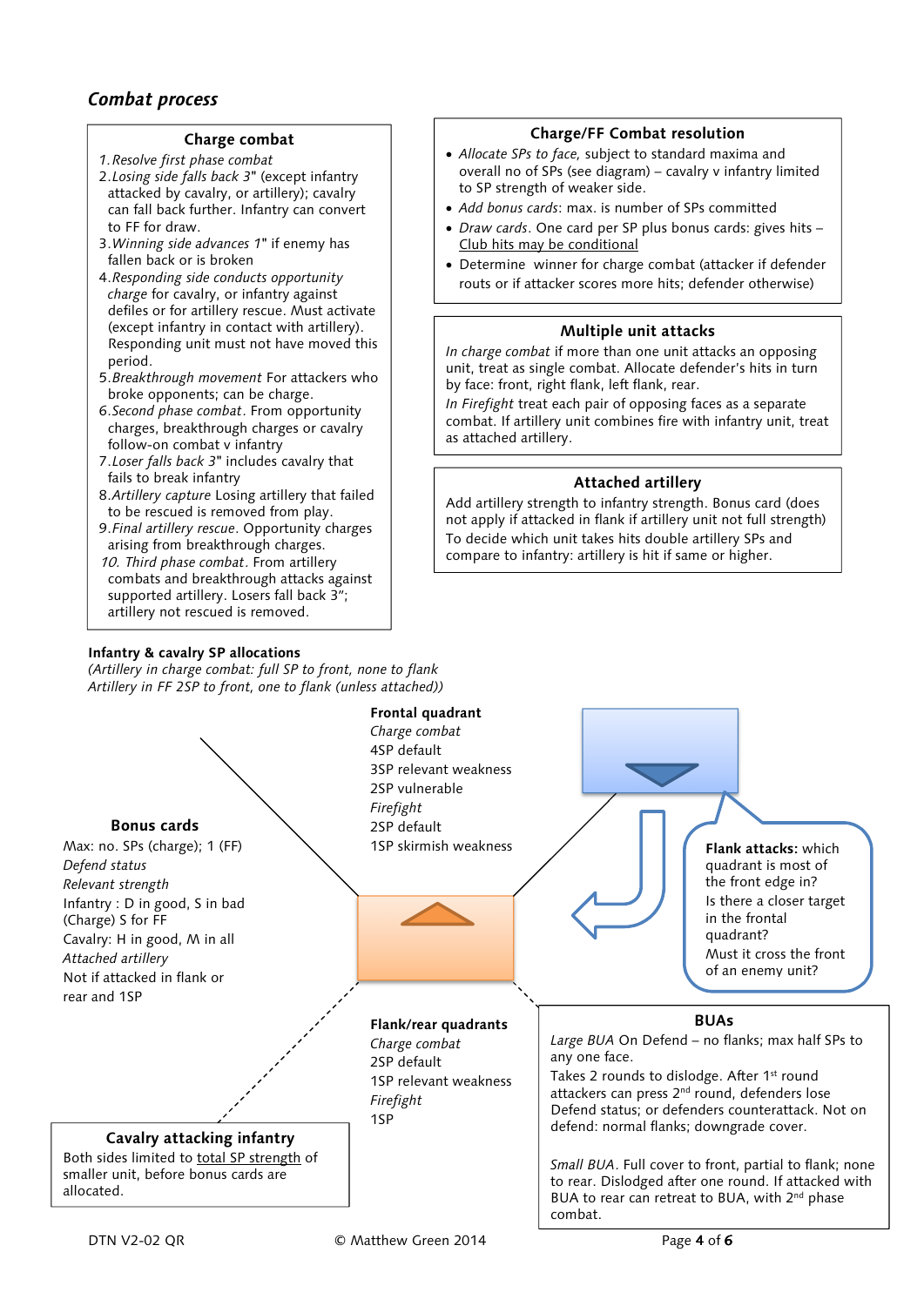## *Combat process*

### Charge combat

1. *Resolve first phase combat*
2. *Losing side falls back 3"* (except infantry attacked by cavalry, or artillery); cavalry can fall back further. Infantry can convert to FF for draw.
3. *Winning side advances 1"* if enemy has fallen back or is broken
4. *Responding side conducts opportunity charge* for cavalry, or infantry against defiles or for artillery rescue. Must activate (except infantry in contact with artillery). Responding unit must not have moved this period.
5. *Breakthrough movement* For attackers who broke opponents; can be charge.
6. *Second phase combat*. From opportunity charges, breakthrough charges or cavalry follow-on combat v infantry
7. *Loser falls back 3"* includes cavalry that fails to break infantry
8. *Artillery capture* Losing artillery that failed to be rescued is removed from play.
9. *Final artillery rescue*. Opportunity charges arising from breakthrough charges.
10. *Third phase combat*. From artillery combats and breakthrough attacks against supported artillery. Losers fall back 3"; artillery not rescued is removed.

### Charge/FF Combat resolution

- *Allocate SPs to face*, subject to standard maxima and overall no of SPs (see diagram) – cavalry v infantry limited to SP strength of weaker side.
- *Add bonus cards*: max. is number of SPs committed
- *Draw cards*. One card per SP plus bonus cards: gives hits – Club hits may be conditional
- Determine winner for charge combat (attacker if defender routs or if attacker scores more hits; defender otherwise)

### Multiple unit attacks

*In charge combat* if more than one unit attacks an opposing unit, treat as single combat. Allocate defender's hits in turn by face: front, right flank, left flank, rear.

*In Firefight* treat each pair of opposing faces as a separate combat. If artillery unit combines fire with infantry unit, treat as attached artillery.

### Attached artillery

Add artillery strength to infantry strength. Bonus card (does not apply if attacked in flank if artillery unit not full strength)

To decide which unit takes hits double artillery SPs and compare to infantry: artillery is hit if same or higher.

**Infantry & cavalry SP allocations**

*(Artillery in charge combat: full SP to front, none to flank*
*Artillery in FF 2SP to front, one to flank (unless attached))*

**Frontal quadrant**
*Charge combat*
4SP default
3SP relevant weakness
2SP vulnerable
*Firefight*
2SP default
1SP skirmish weakness

**Bonus cards**
Max: no. SPs (charge); 1 (FF)
*Defend status*
*Relevant strength*
Infantry : D in good, S in bad (Charge) S for FF
Cavalry: H in good, M in all
*Attached artillery*
Not if attacked in flank or rear and 1SP

**Flank attacks:** which quadrant is most of the front edge in?
Is there a closer target in the frontal quadrant?
Must it cross the front of an enemy unit?

**Flank/rear quadrants**
*Charge combat*
2SP default
1SP relevant weakness
*Firefight*
1SP

### Cavalry attacking infantry

Both sides limited to total SP strength of smaller unit, before bonus cards are allocated.

### BUAs

*Large BUA* On Defend – no flanks; max half SPs to any one face.
Takes 2 rounds to dislodge. After 1st round attackers can press 2nd round, defenders lose Defend status; or defenders counterattack. Not on defend: normal flanks; downgrade cover.

*Small BUA*. Full cover to front, partial to flank; none to rear. Dislodged after one round. If attacked with BUA to rear can retreat to BUA, with 2nd phase combat.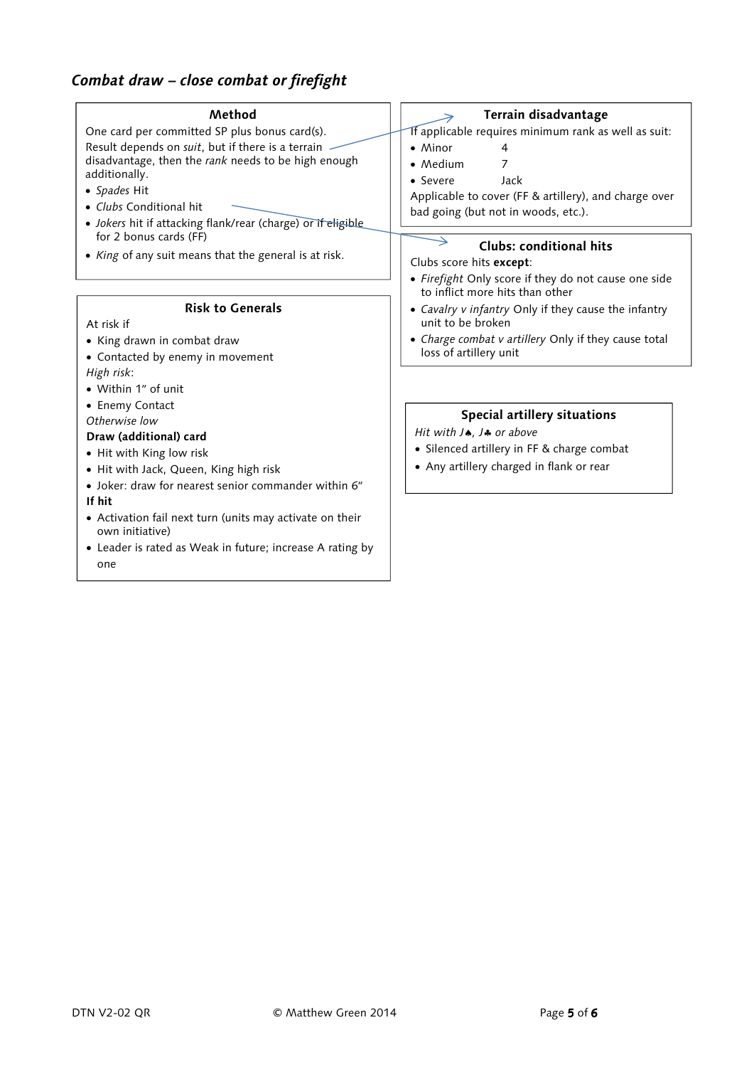## *Combat draw – close combat or firefight*

### Method

One card per committed SP plus bonus card(s).

Result depends on *suit*, but if there is a terrain disadvantage, then the *rank* needs to be high enough additionally.

- *Spades* Hit
- *Clubs* Conditional hit
- *Jokers* hit if attacking flank/rear (charge) or if eligible for 2 bonus cards (FF)
- *King* of any suit means that the general is at risk.

### Terrain disadvantage

If applicable requires minimum rank as well as suit:

- Minor 4
- Medium 7
- Severe Jack

Applicable to cover (FF & artillery), and charge over bad going (but not in woods, etc.).

### Clubs: conditional hits

Clubs score hits **except**:

- *Firefight* Only score if they do not cause one side to inflict more hits than other
- *Cavalry v infantry* Only if they cause the infantry unit to be broken
- *Charge combat v artillery* Only if they cause total loss of artillery unit

### Risk to Generals

At risk if

- King drawn in combat draw
- Contacted by enemy in movement

*High risk*:

- Within 1" of unit
- Enemy Contact

*Otherwise low*

**Draw (additional) card**

- Hit with King low risk
- Hit with Jack, Queen, King high risk
- Joker: draw for nearest senior commander within 6"

**If hit**

- Activation fail next turn (units may activate on their own initiative)
- Leader is rated as Weak in future; increase A rating by one

### Special artillery situations

*Hit with J♠, J♣ or above*

- Silenced artillery in FF & charge combat
- Any artillery charged in flank or rear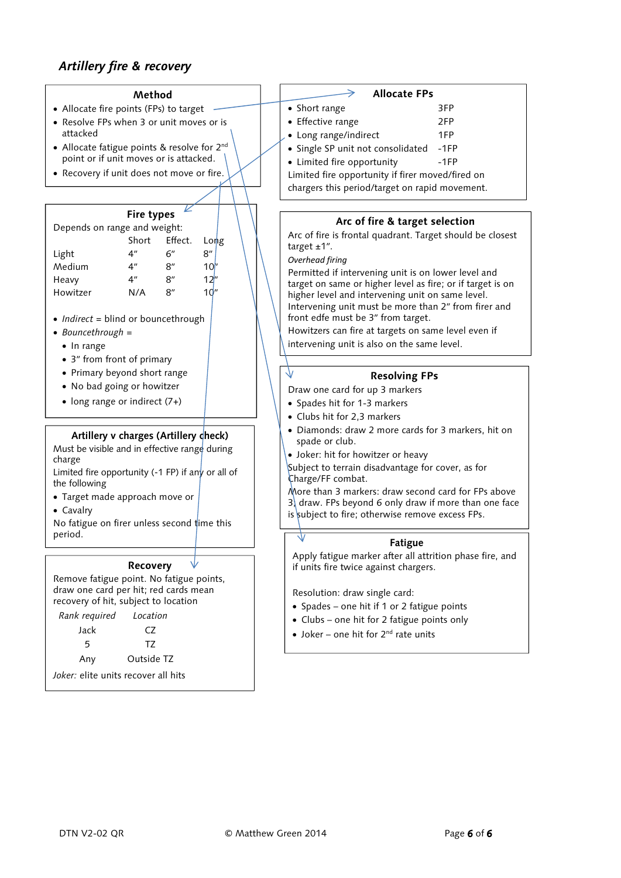# Artillery fire & recovery

## Method

- Allocate fire points (FPs) to target
- Resolve FPs when 3 or unit moves or is attacked
- Allocate fatigue points & resolve for 2nd point or if unit moves or is attacked.
- Recovery if unit does not move or fire.

## Fire types

Depends on range and weight:

| | Short | Effect. | Long |
|---|---|---|---|
| Light | 4″ | 6″ | 8″ |
| Medium | 4″ | 8″ | 10″ |
| Heavy | 4″ | 8″ | 12″ |
| Howitzer | N/A | 8″ | 10″ |

- *Indirect* = blind or bouncethrough
- *Bouncethrough* =
  - In range
  - 3″ from front of primary
  - Primary beyond short range
  - No bad going or howitzer
  - long range or indirect (7+)

## Artillery v charges (Artillery check)

Must be visible and in effective range during charge

Limited fire opportunity (-1 FP) if any or all of the following

- Target made approach move or
- Cavalry

No fatigue on firer unless second time this period.

## Recovery

Remove fatigue point. No fatigue points, draw one card per hit; red cards mean recovery of hit, subject to location

| *Rank required* | *Location* |
|---|---|
| Jack | CZ |
| 5 | TZ |
| Any | Outside TZ |

*Joker:* elite units recover all hits

## Allocate FPs

- Short range 3FP
- Effective range 2FP
- Long range/indirect 1FP
- Single SP unit not consolidated -1FP
- Limited fire opportunity -1FP

Limited fire opportunity if firer moved/fired on chargers this period/target on rapid movement.

## Arc of fire & target selection

Arc of fire is frontal quadrant. Target should be closest target ±1″.

*Overhead firing*

Permitted if intervening unit is on lower level and target on same or higher level as fire; or if target is on higher level and intervening unit on same level. Intervening unit must be more than 2″ from firer and front edfe must be 3″ from target.

Howitzers can fire at targets on same level even if intervening unit is also on the same level.

## Resolving FPs

Draw one card for up 3 markers

- Spades hit for 1-3 markers
- Clubs hit for 2,3 markers
- Diamonds: draw 2 more cards for 3 markers, hit on spade or club.
- Joker: hit for howitzer or heavy

Subject to terrain disadvantage for cover, as for Charge/FF combat.

More than 3 markers: draw second card for FPs above 3, draw. FPs beyond 6 only draw if more than one face is subject to fire; otherwise remove excess FPs.

## Fatigue

Apply fatigue marker after all attrition phase fire, and if units fire twice against chargers.

Resolution: draw single card:

- Spades – one hit if 1 or 2 fatigue points
- Clubs – one hit for 2 fatigue points only
- Joker – one hit for 2nd rate units